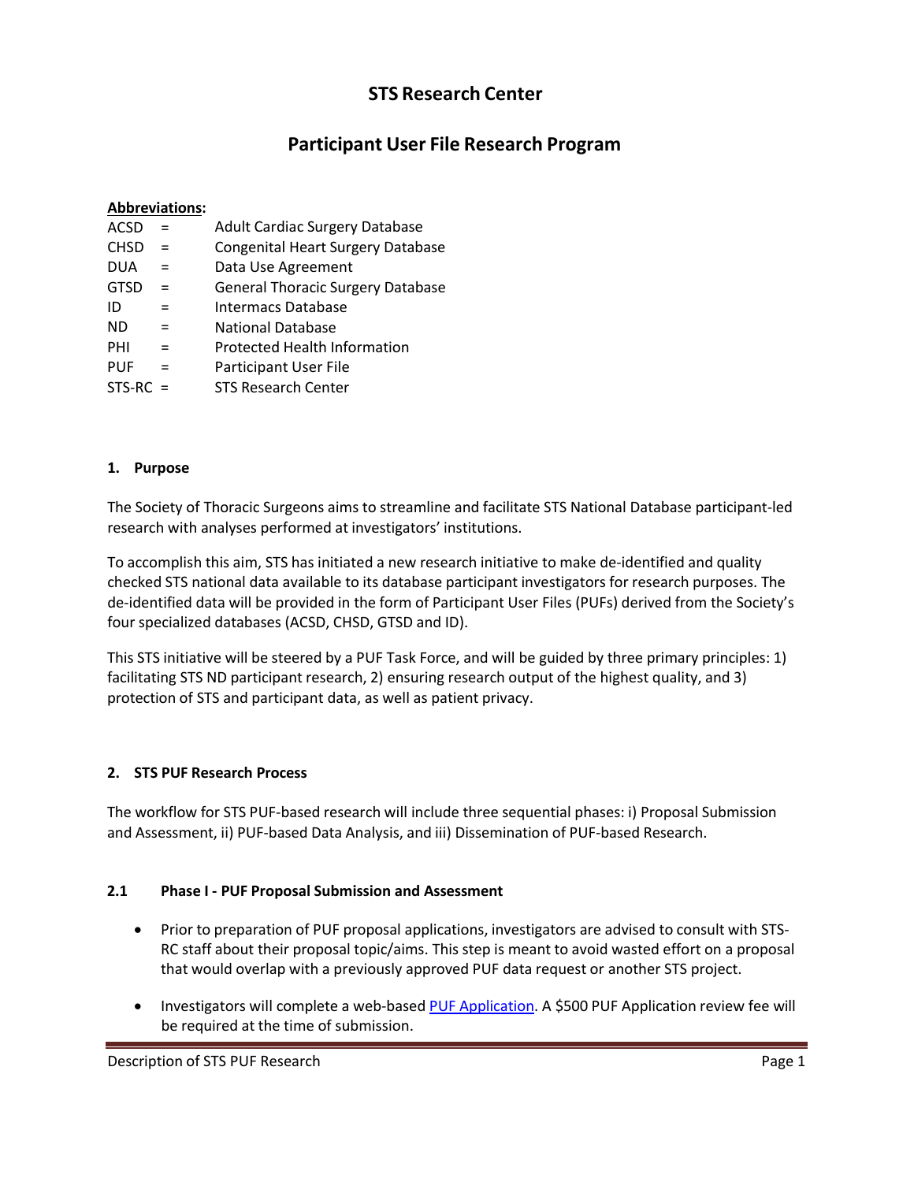# STS Research Center

## Participant User File Research Program

**Abbreviations:**

| | | |
|---|---|---|
| ACSD | = | Adult Cardiac Surgery Database |
| CHSD | = | Congenital Heart Surgery Database |
| DUA | = | Data Use Agreement |
| GTSD | = | General Thoracic Surgery Database |
| ID | = | Intermacs Database |
| ND | = | National Database |
| PHI | = | Protected Health Information |
| PUF | = | Participant User File |
| STS-RC | = | STS Research Center |

### 1. Purpose

The Society of Thoracic Surgeons aims to streamline and facilitate STS National Database participant-led research with analyses performed at investigators' institutions.

To accomplish this aim, STS has initiated a new research initiative to make de-identified and quality checked STS national data available to its database participant investigators for research purposes. The de-identified data will be provided in the form of Participant User Files (PUFs) derived from the Society's four specialized databases (ACSD, CHSD, GTSD and ID).

This STS initiative will be steered by a PUF Task Force, and will be guided by three primary principles: 1) facilitating STS ND participant research, 2) ensuring research output of the highest quality, and 3) protection of STS and participant data, as well as patient privacy.

### 2. STS PUF Research Process

The workflow for STS PUF-based research will include three sequential phases: i) Proposal Submission and Assessment, ii) PUF-based Data Analysis, and iii) Dissemination of PUF-based Research.

#### 2.1 Phase I - PUF Proposal Submission and Assessment

- Prior to preparation of PUF proposal applications, investigators are advised to consult with STS-RC staff about their proposal topic/aims. This step is meant to avoid wasted effort on a proposal that would overlap with a previously approved PUF data request or another STS project.
- Investigators will complete a web-based PUF Application. A $500 PUF Application review fee will be required at the time of submission.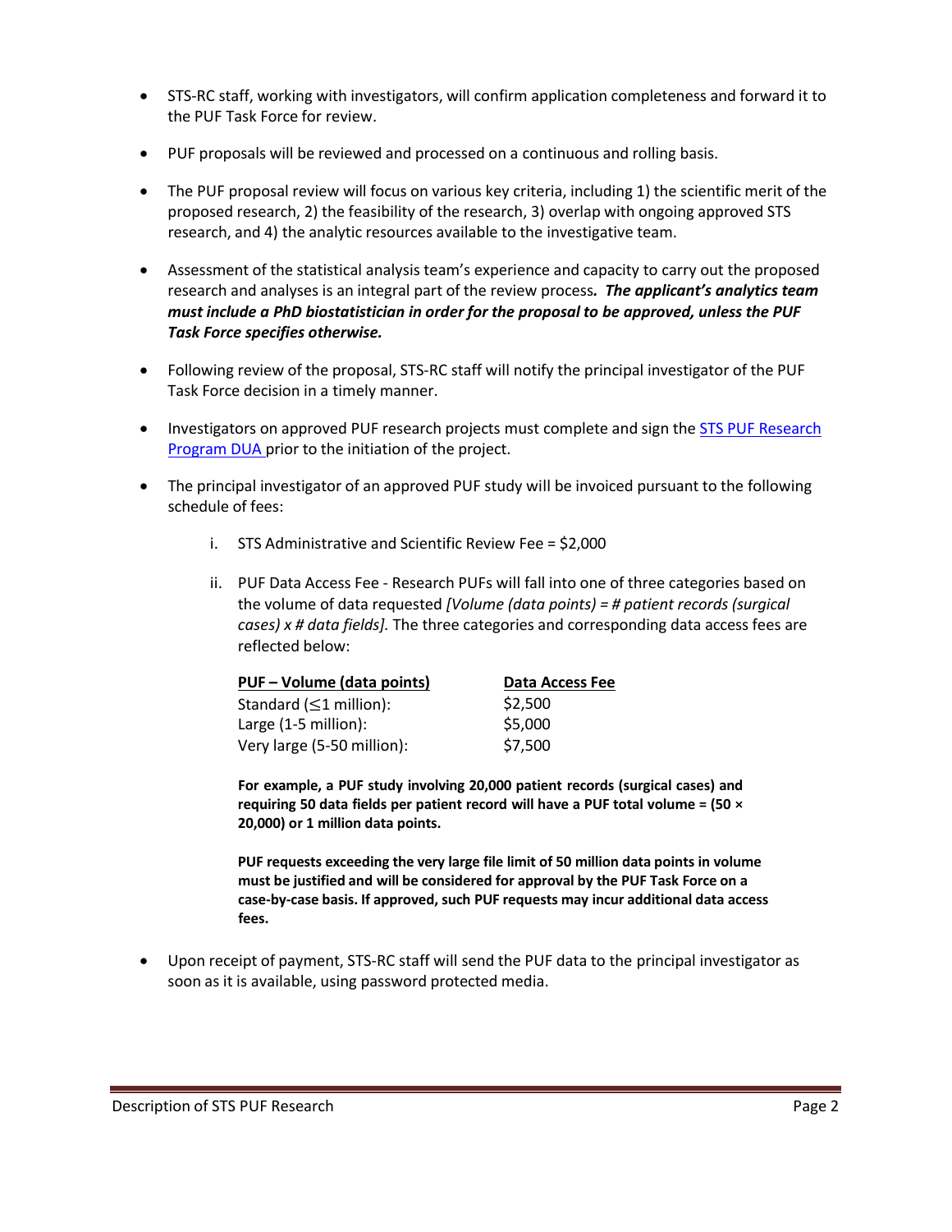- STS-RC staff, working with investigators, will confirm application completeness and forward it to the PUF Task Force for review.
- PUF proposals will be reviewed and processed on a continuous and rolling basis.
- The PUF proposal review will focus on various key criteria, including 1) the scientific merit of the proposed research, 2) the feasibility of the research, 3) overlap with ongoing approved STS research, and 4) the analytic resources available to the investigative team.
- Assessment of the statistical analysis team's experience and capacity to carry out the proposed research and analyses is an integral part of the review process***. The applicant's analytics team must include a PhD biostatistician in order for the proposal to be approved, unless the PUF Task Force specifies otherwise.***
- Following review of the proposal, STS-RC staff will notify the principal investigator of the PUF Task Force decision in a timely manner.
- Investigators on approved PUF research projects must complete and sign the [STS PUF Research Program DUA](#) prior to the initiation of the project.
- The principal investigator of an approved PUF study will be invoiced pursuant to the following schedule of fees:
    i. STS Administrative and Scientific Review Fee = $2,000
    ii. PUF Data Access Fee - Research PUFs will fall into one of three categories based on the volume of data requested *[Volume (data points) = # patient records (surgical cases) x # data fields]*. The three categories and corresponding data access fees are reflected below:

| PUF – Volume (data points) | Data Access Fee |
|---|---|
| Standard (≤1 million): | $2,500 |
| Large (1-5 million): | $5,000 |
| Very large (5-50 million): | $7,500 |

**For example, a PUF study involving 20,000 patient records (surgical cases) and requiring 50 data fields per patient record will have a PUF total volume = (50 × 20,000) or 1 million data points.**

**PUF requests exceeding the very large file limit of 50 million data points in volume must be justified and will be considered for approval by the PUF Task Force on a case-by-case basis. If approved, such PUF requests may incur additional data access fees.**

- Upon receipt of payment, STS-RC staff will send the PUF data to the principal investigator as soon as it is available, using password protected media.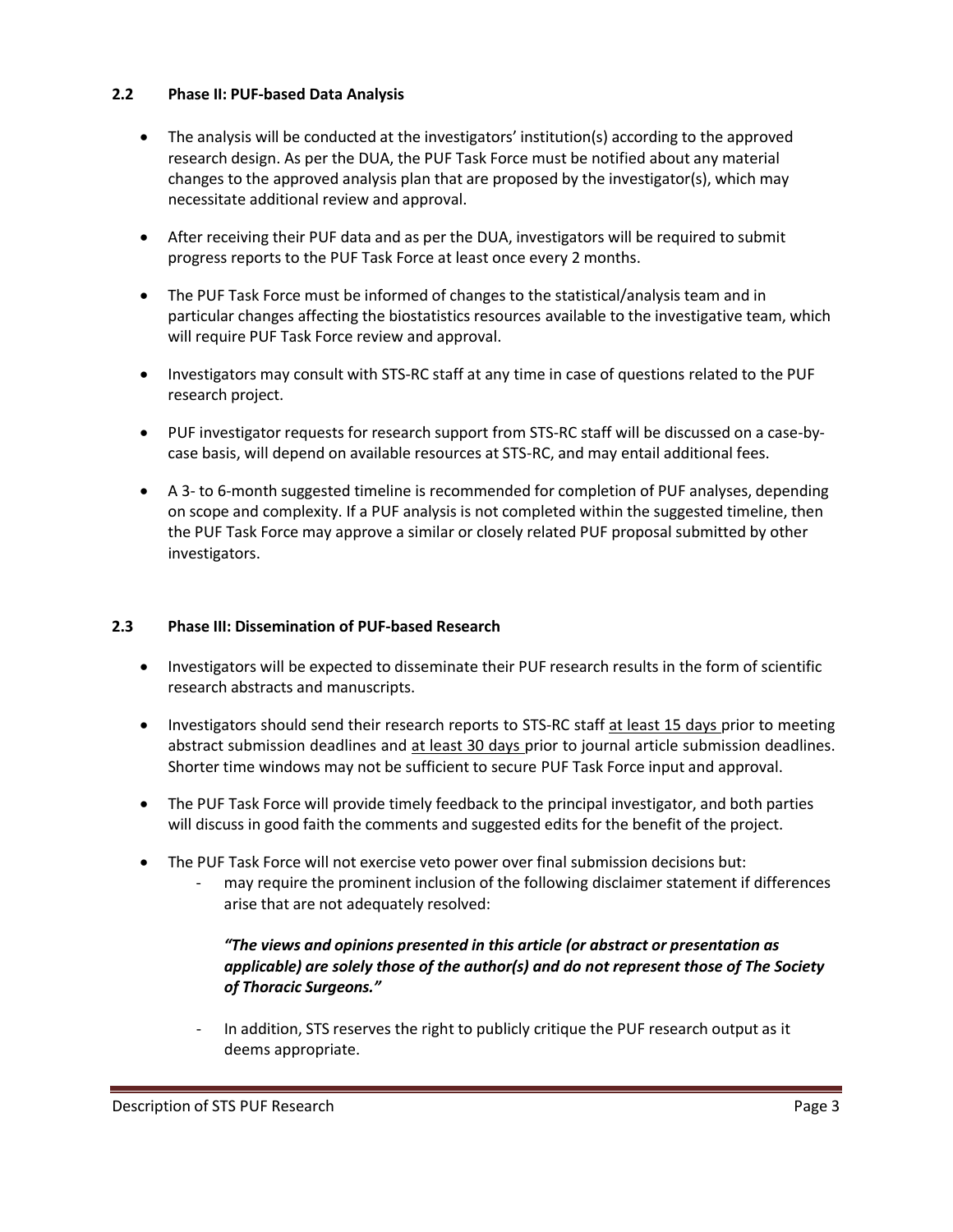### 2.2 Phase II: PUF-based Data Analysis

- The analysis will be conducted at the investigators' institution(s) according to the approved research design. As per the DUA, the PUF Task Force must be notified about any material changes to the approved analysis plan that are proposed by the investigator(s), which may necessitate additional review and approval.
- After receiving their PUF data and as per the DUA, investigators will be required to submit progress reports to the PUF Task Force at least once every 2 months.
- The PUF Task Force must be informed of changes to the statistical/analysis team and in particular changes affecting the biostatistics resources available to the investigative team, which will require PUF Task Force review and approval.
- Investigators may consult with STS-RC staff at any time in case of questions related to the PUF research project.
- PUF investigator requests for research support from STS-RC staff will be discussed on a case-by-case basis, will depend on available resources at STS-RC, and may entail additional fees.
- A 3- to 6-month suggested timeline is recommended for completion of PUF analyses, depending on scope and complexity. If a PUF analysis is not completed within the suggested timeline, then the PUF Task Force may approve a similar or closely related PUF proposal submitted by other investigators.

### 2.3 Phase III: Dissemination of PUF-based Research

- Investigators will be expected to disseminate their PUF research results in the form of scientific research abstracts and manuscripts.
- Investigators should send their research reports to STS-RC staff <u>at least 15 days</u> prior to meeting abstract submission deadlines and <u>at least 30 days</u> prior to journal article submission deadlines. Shorter time windows may not be sufficient to secure PUF Task Force input and approval.
- The PUF Task Force will provide timely feedback to the principal investigator, and both parties will discuss in good faith the comments and suggested edits for the benefit of the project.
- The PUF Task Force will not exercise veto power over final submission decisions but:
  - may require the prominent inclusion of the following disclaimer statement if differences arise that are not adequately resolved:

    ***"The views and opinions presented in this article (or abstract or presentation as applicable) are solely those of the author(s) and do not represent those of The Society of Thoracic Surgeons."***

  - In addition, STS reserves the right to publicly critique the PUF research output as it deems appropriate.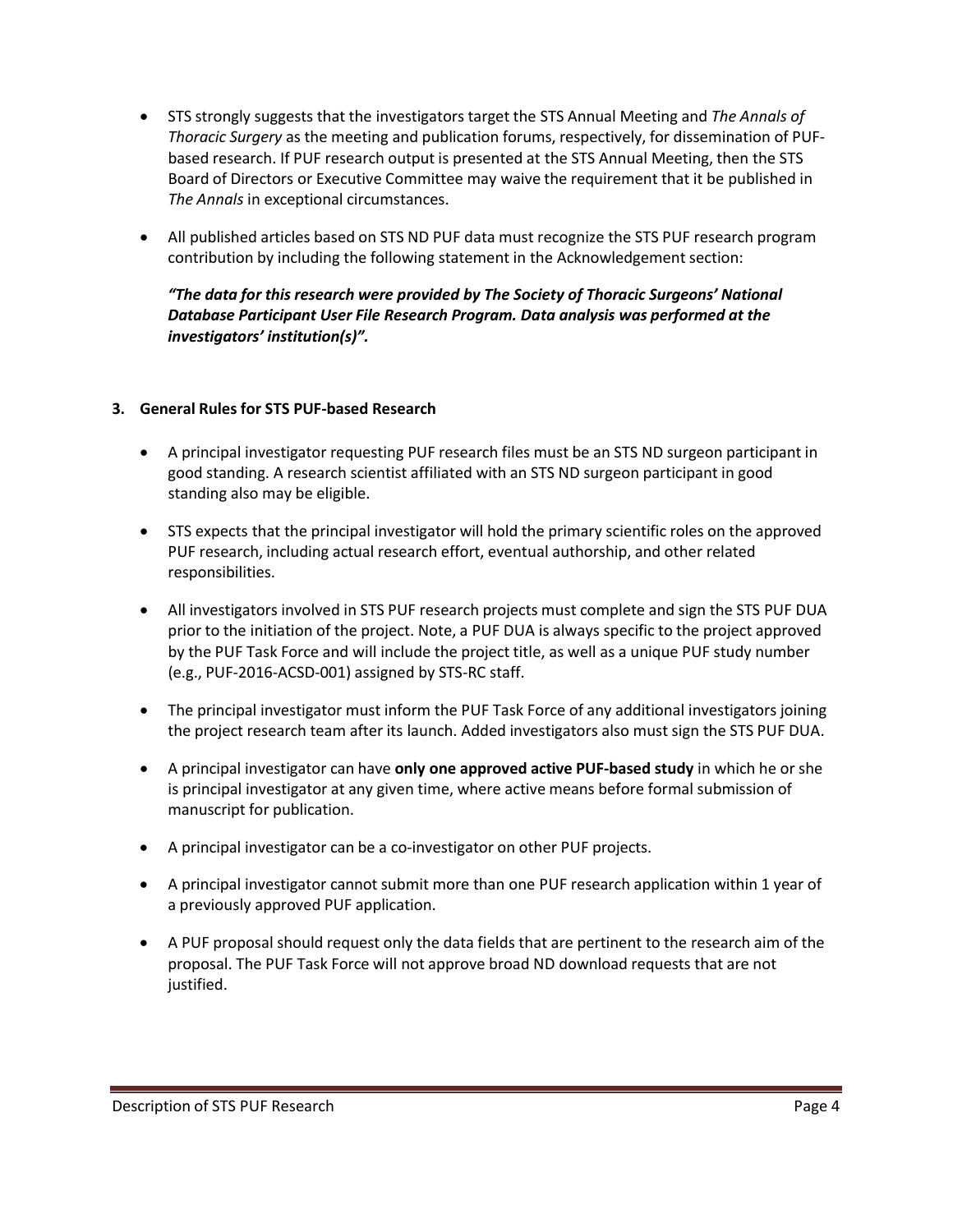- STS strongly suggests that the investigators target the STS Annual Meeting and *The Annals of Thoracic Surgery* as the meeting and publication forums, respectively, for dissemination of PUF-based research. If PUF research output is presented at the STS Annual Meeting, then the STS Board of Directors or Executive Committee may waive the requirement that it be published in *The Annals* in exceptional circumstances.

- All published articles based on STS ND PUF data must recognize the STS PUF research program contribution by including the following statement in the Acknowledgement section:

  ***"The data for this research were provided by The Society of Thoracic Surgeons' National Database Participant User File Research Program. Data analysis was performed at the investigators' institution(s)".***

### 3. General Rules for STS PUF-based Research

- A principal investigator requesting PUF research files must be an STS ND surgeon participant in good standing. A research scientist affiliated with an STS ND surgeon participant in good standing also may be eligible.

- STS expects that the principal investigator will hold the primary scientific roles on the approved PUF research, including actual research effort, eventual authorship, and other related responsibilities.

- All investigators involved in STS PUF research projects must complete and sign the STS PUF DUA prior to the initiation of the project. Note, a PUF DUA is always specific to the project approved by the PUF Task Force and will include the project title, as well as a unique PUF study number (e.g., PUF-2016-ACSD-001) assigned by STS-RC staff.

- The principal investigator must inform the PUF Task Force of any additional investigators joining the project research team after its launch. Added investigators also must sign the STS PUF DUA.

- A principal investigator can have **only one approved active PUF-based study** in which he or she is principal investigator at any given time, where active means before formal submission of manuscript for publication.

- A principal investigator can be a co-investigator on other PUF projects.

- A principal investigator cannot submit more than one PUF research application within 1 year of a previously approved PUF application.

- A PUF proposal should request only the data fields that are pertinent to the research aim of the proposal. The PUF Task Force will not approve broad ND download requests that are not justified.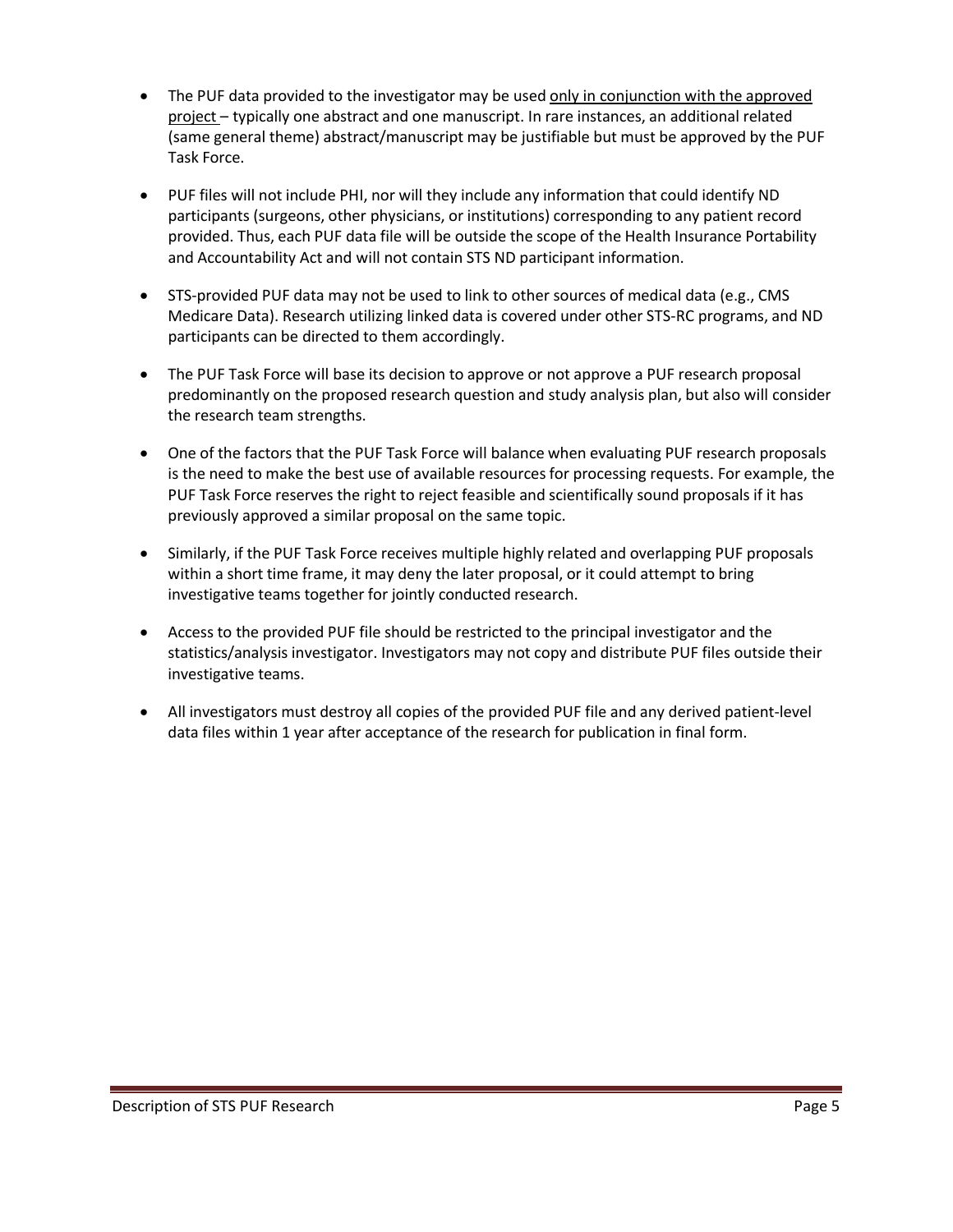- The PUF data provided to the investigator may be used <u>only in conjunction with the approved project</u> – typically one abstract and one manuscript. In rare instances, an additional related (same general theme) abstract/manuscript may be justifiable but must be approved by the PUF Task Force.

- PUF files will not include PHI, nor will they include any information that could identify ND participants (surgeons, other physicians, or institutions) corresponding to any patient record provided. Thus, each PUF data file will be outside the scope of the Health Insurance Portability and Accountability Act and will not contain STS ND participant information.

- STS-provided PUF data may not be used to link to other sources of medical data (e.g., CMS Medicare Data). Research utilizing linked data is covered under other STS-RC programs, and ND participants can be directed to them accordingly.

- The PUF Task Force will base its decision to approve or not approve a PUF research proposal predominantly on the proposed research question and study analysis plan, but also will consider the research team strengths.

- One of the factors that the PUF Task Force will balance when evaluating PUF research proposals is the need to make the best use of available resources for processing requests. For example, the PUF Task Force reserves the right to reject feasible and scientifically sound proposals if it has previously approved a similar proposal on the same topic.

- Similarly, if the PUF Task Force receives multiple highly related and overlapping PUF proposals within a short time frame, it may deny the later proposal, or it could attempt to bring investigative teams together for jointly conducted research.

- Access to the provided PUF file should be restricted to the principal investigator and the statistics/analysis investigator. Investigators may not copy and distribute PUF files outside their investigative teams.

- All investigators must destroy all copies of the provided PUF file and any derived patient-level data files within 1 year after acceptance of the research for publication in final form.